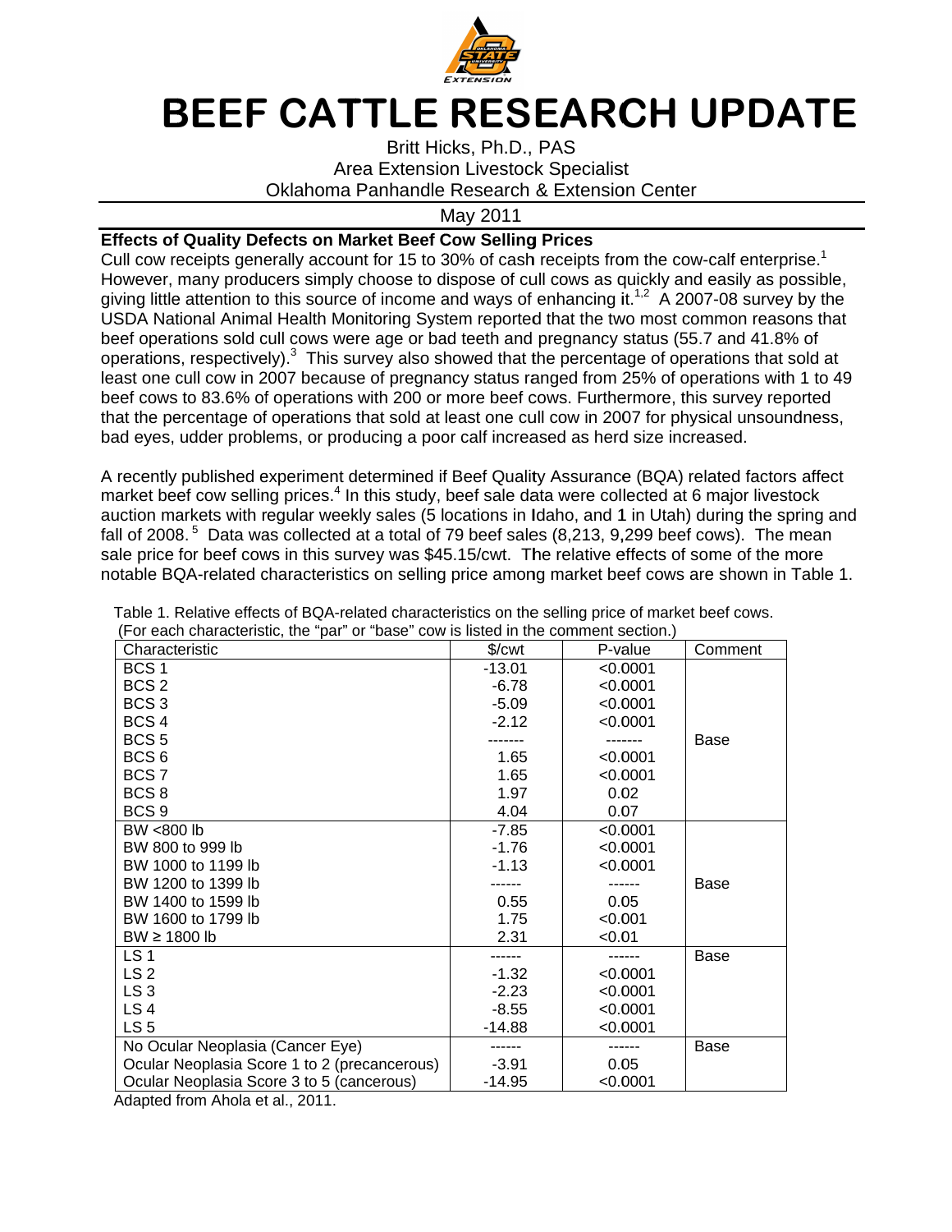# BEEF CATTLE RESEARCH UPDATE

Britt Hicks, Ph.D., PAS
Area Extension Livestock Specialist
Oklahoma Panhandle Research & Extension Center

May 2011

## Effects of Quality Defects on Market Beef Cow Selling Prices

Cull cow receipts generally account for 15 to 30% of cash receipts from the cow-calf enterprise.[1] However, many producers simply choose to dispose of cull cows as quickly and easily as possible, giving little attention to this source of income and ways of enhancing it.[1,2] A 2007-08 survey by the USDA National Animal Health Monitoring System reported that the two most common reasons that beef operations sold cull cows were age or bad teeth and pregnancy status (55.7 and 41.8% of operations, respectively).[3] This survey also showed that the percentage of operations that sold at least one cull cow in 2007 because of pregnancy status ranged from 25% of operations with 1 to 49 beef cows to 83.6% of operations with 200 or more beef cows. Furthermore, this survey reported that the percentage of operations that sold at least one cull cow in 2007 for physical unsoundness, bad eyes, udder problems, or producing a poor calf increased as herd size increased.

A recently published experiment determined if Beef Quality Assurance (BQA) related factors affect market beef cow selling prices.[4] In this study, beef sale data were collected at 6 major livestock auction markets with regular weekly sales (5 locations in Idaho, and 1 in Utah) during the spring and fall of 2008.[5] Data was collected at a total of 79 beef sales (8,213, 9,299 beef cows). The mean sale price for beef cows in this survey was $45.15/cwt. The relative effects of some of the more notable BQA-related characteristics on selling price among market beef cows are shown in Table 1.

Table 1. Relative effects of BQA-related characteristics on the selling price of market beef cows. (For each characteristic, the "par" or "base" cow is listed in the comment section.)

| Characteristic | $/cwt | P-value | Comment |
|---|---|---|---|
| BCS 1 | -13.01 | <0.0001 | |
| BCS 2 | -6.78 | <0.0001 | |
| BCS 3 | -5.09 | <0.0001 | |
| BCS 4 | -2.12 | <0.0001 | |
| BCS 5 | ------- | ------- | Base |
| BCS 6 | 1.65 | <0.0001 | |
| BCS 7 | 1.65 | <0.0001 | |
| BCS 8 | 1.97 | 0.02 | |
| BCS 9 | 4.04 | 0.07 | |
| BW <800 lb | -7.85 | <0.0001 | |
| BW 800 to 999 lb | -1.76 | <0.0001 | |
| BW 1000 to 1199 lb | -1.13 | <0.0001 | |
| BW 1200 to 1399 lb | ------ | ------ | Base |
| BW 1400 to 1599 lb | 0.55 | 0.05 | |
| BW 1600 to 1799 lb | 1.75 | <0.001 | |
| BW ≥ 1800 lb | 2.31 | <0.01 | |
| LS 1 | ------ | ------ | Base |
| LS 2 | -1.32 | <0.0001 | |
| LS 3 | -2.23 | <0.0001 | |
| LS 4 | -8.55 | <0.0001 | |
| LS 5 | -14.88 | <0.0001 | |
| No Ocular Neoplasia (Cancer Eye) | ------ | ------ | Base |
| Ocular Neoplasia Score 1 to 2 (precancerous) | -3.91 | 0.05 | |
| Ocular Neoplasia Score 3 to 5 (cancerous) | -14.95 | <0.0001 | |

Adapted from Ahola et al., 2011.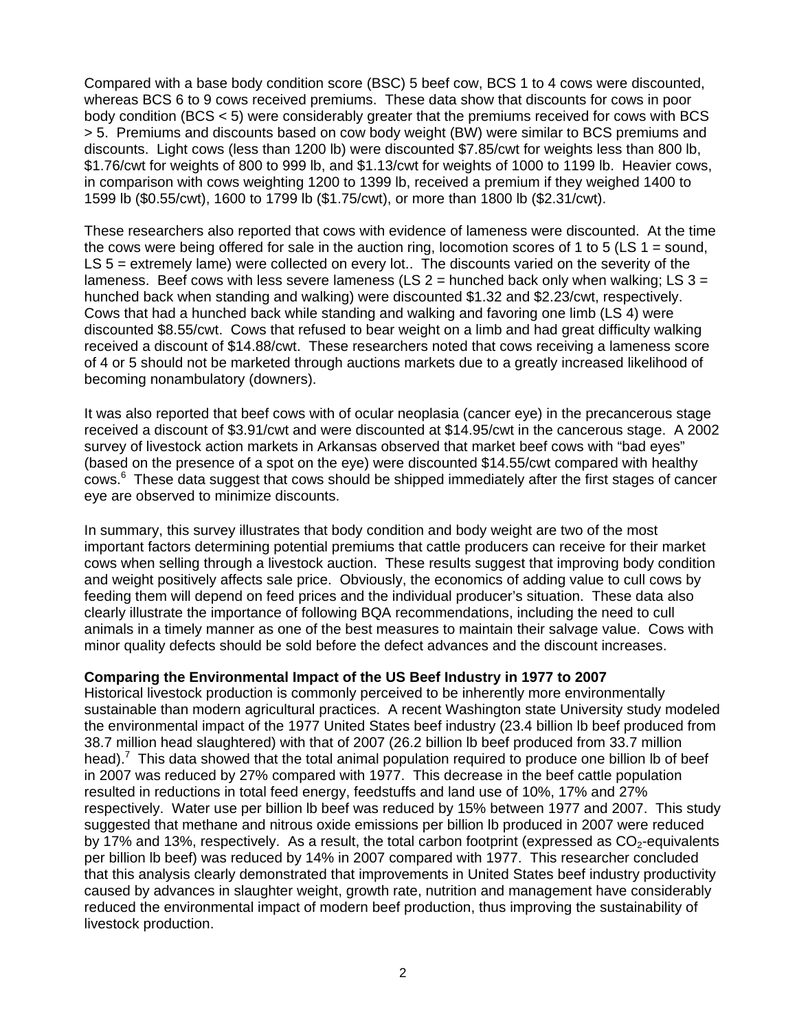Compared with a base body condition score (BSC) 5 beef cow, BCS 1 to 4 cows were discounted, whereas BCS 6 to 9 cows received premiums. These data show that discounts for cows in poor body condition (BCS < 5) were considerably greater that the premiums received for cows with BCS > 5. Premiums and discounts based on cow body weight (BW) were similar to BCS premiums and discounts. Light cows (less than 1200 lb) were discounted $7.85/cwt for weights less than 800 lb, $1.76/cwt for weights of 800 to 999 lb, and $1.13/cwt for weights of 1000 to 1199 lb. Heavier cows, in comparison with cows weighting 1200 to 1399 lb, received a premium if they weighed 1400 to 1599 lb ($0.55/cwt), 1600 to 1799 lb ($1.75/cwt), or more than 1800 lb ($2.31/cwt).

These researchers also reported that cows with evidence of lameness were discounted. At the time the cows were being offered for sale in the auction ring, locomotion scores of 1 to 5 (LS 1 = sound, LS 5 = extremely lame) were collected on every lot.. The discounts varied on the severity of the lameness. Beef cows with less severe lameness (LS 2 = hunched back only when walking; LS 3 = hunched back when standing and walking) were discounted $1.32 and $2.23/cwt, respectively. Cows that had a hunched back while standing and walking and favoring one limb (LS 4) were discounted $8.55/cwt. Cows that refused to bear weight on a limb and had great difficulty walking received a discount of $14.88/cwt. These researchers noted that cows receiving a lameness score of 4 or 5 should not be marketed through auctions markets due to a greatly increased likelihood of becoming nonambulatory (downers).

It was also reported that beef cows with of ocular neoplasia (cancer eye) in the precancerous stage received a discount of $3.91/cwt and were discounted at $14.95/cwt in the cancerous stage. A 2002 survey of livestock action markets in Arkansas observed that market beef cows with "bad eyes" (based on the presence of a spot on the eye) were discounted $14.55/cwt compared with healthy cows.[6] These data suggest that cows should be shipped immediately after the first stages of cancer eye are observed to minimize discounts.

In summary, this survey illustrates that body condition and body weight are two of the most important factors determining potential premiums that cattle producers can receive for their market cows when selling through a livestock auction. These results suggest that improving body condition and weight positively affects sale price. Obviously, the economics of adding value to cull cows by feeding them will depend on feed prices and the individual producer's situation. These data also clearly illustrate the importance of following BQA recommendations, including the need to cull animals in a timely manner as one of the best measures to maintain their salvage value. Cows with minor quality defects should be sold before the defect advances and the discount increases.

**Comparing the Environmental Impact of the US Beef Industry in 1977 to 2007**

Historical livestock production is commonly perceived to be inherently more environmentally sustainable than modern agricultural practices. A recent Washington state University study modeled the environmental impact of the 1977 United States beef industry (23.4 billion lb beef produced from 38.7 million head slaughtered) with that of 2007 (26.2 billion lb beef produced from 33.7 million head).[7] This data showed that the total animal population required to produce one billion lb of beef in 2007 was reduced by 27% compared with 1977. This decrease in the beef cattle population resulted in reductions in total feed energy, feedstuffs and land use of 10%, 17% and 27% respectively. Water use per billion lb beef was reduced by 15% between 1977 and 2007. This study suggested that methane and nitrous oxide emissions per billion lb produced in 2007 were reduced by 17% and 13%, respectively. As a result, the total carbon footprint (expressed as $CO_2$-equivalents per billion lb beef) was reduced by 14% in 2007 compared with 1977. This researcher concluded that this analysis clearly demonstrated that improvements in United States beef industry productivity caused by advances in slaughter weight, growth rate, nutrition and management have considerably reduced the environmental impact of modern beef production, thus improving the sustainability of livestock production.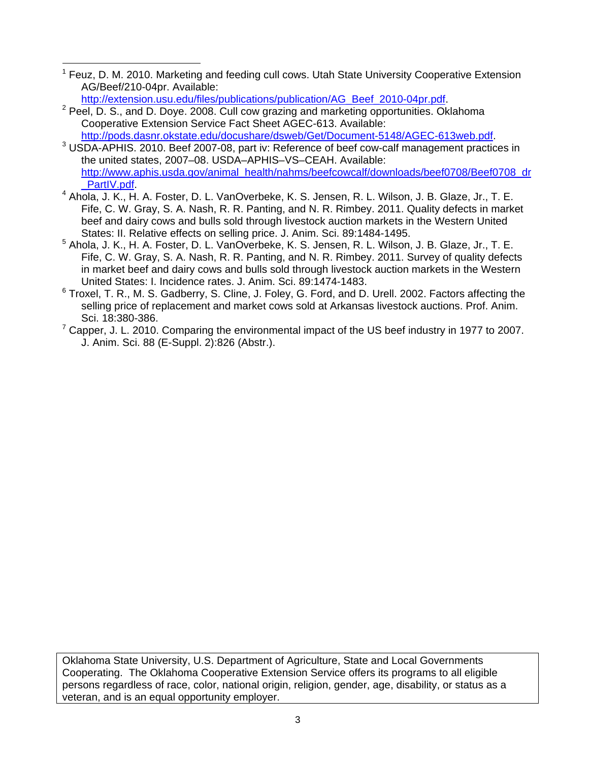[1] Feuz, D. M. 2010. Marketing and feeding cull cows. Utah State University Cooperative Extension AG/Beef/210-04pr. Available: http://extension.usu.edu/files/publications/publication/AG_Beef_2010-04pr.pdf.

[2] Peel, D. S., and D. Doye. 2008. Cull cow grazing and marketing opportunities. Oklahoma Cooperative Extension Service Fact Sheet AGEC-613. Available: http://pods.dasnr.okstate.edu/docushare/dsweb/Get/Document-5148/AGEC-613web.pdf.

[3] USDA-APHIS. 2010. Beef 2007-08, part iv: Reference of beef cow-calf management practices in the united states, 2007–08. USDA–APHIS–VS–CEAH. Available: http://www.aphis.usda.gov/animal_health/nahms/beefcowcalf/downloads/beef0708/Beef0708_dr_PartIV.pdf.

[4] Ahola, J. K., H. A. Foster, D. L. VanOverbeke, K. S. Jensen, R. L. Wilson, J. B. Glaze, Jr., T. E. Fife, C. W. Gray, S. A. Nash, R. R. Panting, and N. R. Rimbey. 2011. Quality defects in market beef and dairy cows and bulls sold through livestock auction markets in the Western United States: II. Relative effects on selling price. J. Anim. Sci. 89:1484-1495.

[5] Ahola, J. K., H. A. Foster, D. L. VanOverbeke, K. S. Jensen, R. L. Wilson, J. B. Glaze, Jr., T. E. Fife, C. W. Gray, S. A. Nash, R. R. Panting, and N. R. Rimbey. 2011. Survey of quality defects in market beef and dairy cows and bulls sold through livestock auction markets in the Western United States: I. Incidence rates. J. Anim. Sci. 89:1474-1483.

[6] Troxel, T. R., M. S. Gadberry, S. Cline, J. Foley, G. Ford, and D. Urell. 2002. Factors affecting the selling price of replacement and market cows sold at Arkansas livestock auctions. Prof. Anim. Sci. 18:380-386.

[7] Capper, J. L. 2010. Comparing the environmental impact of the US beef industry in 1977 to 2007. J. Anim. Sci. 88 (E-Suppl. 2):826 (Abstr.).

Oklahoma State University, U.S. Department of Agriculture, State and Local Governments Cooperating. The Oklahoma Cooperative Extension Service offers its programs to all eligible persons regardless of race, color, national origin, religion, gender, age, disability, or status as a veteran, and is an equal opportunity employer.